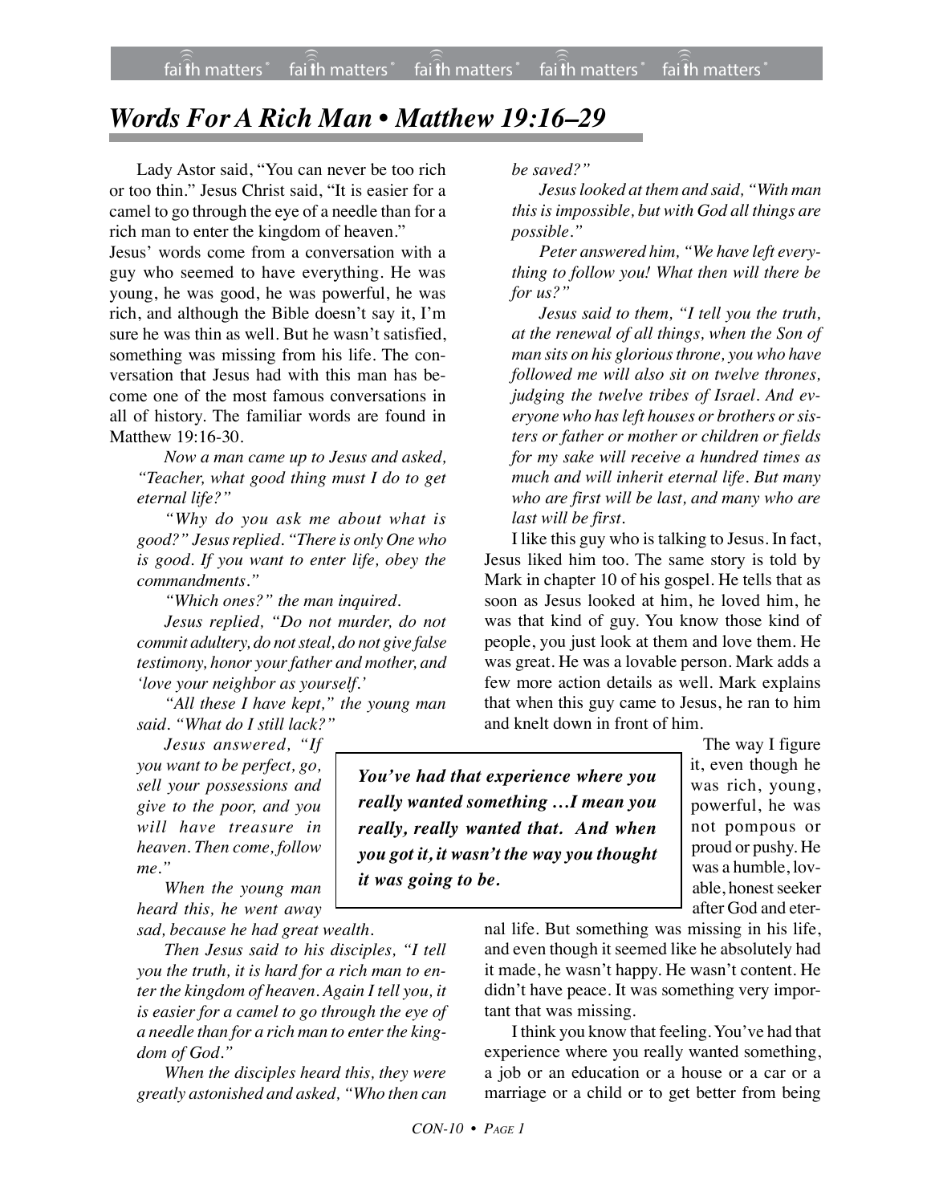# *Words For A Rich Man • Matthew 19:16–29*

Lady Astor said, "You can never be too rich or too thin." Jesus Christ said, "It is easier for a camel to go through the eye of a needle than for a rich man to enter the kingdom of heaven."

Jesus' words come from a conversation with a guy who seemed to have everything. He was young, he was good, he was powerful, he was rich, and although the Bible doesn't say it, I'm sure he was thin as well. But he wasn't satisfied, something was missing from his life. The conversation that Jesus had with this man has become one of the most famous conversations in all of history. The familiar words are found in Matthew 19:16-30.

> *Now a man came up to Jesus and asked, "Teacher, what good thing must I do to get eternal life?"*
>
> *"Why do you ask me about what is good?" Jesus replied. "There is only One who is good. If you want to enter life, obey the commandments."*
>
> *"Which ones?" the man inquired.*
>
> *Jesus replied, "Do not murder, do not commit adultery, do not steal, do not give false testimony, honor your father and mother, and 'love your neighbor as yourself.'*
>
> *"All these I have kept," the young man said. "What do I still lack?"*
>
> *Jesus answered, "If you want to be perfect, go, sell your possessions and give to the poor, and you will have treasure in heaven. Then come, follow me."*
>
> *When the young man heard this, he went away sad, because he had great wealth.*
>
> *Then Jesus said to his disciples, "I tell you the truth, it is hard for a rich man to enter the kingdom of heaven. Again I tell you, it is easier for a camel to go through the eye of a needle than for a rich man to enter the kingdom of God."*
>
> *When the disciples heard this, they were greatly astonished and asked, "Who then can be saved?"*
>
> *Jesus looked at them and said, "With man this is impossible, but with God all things are possible."*
>
> *Peter answered him, "We have left everything to follow you! What then will there be for us?"*
>
> *Jesus said to them, "I tell you the truth, at the renewal of all things, when the Son of man sits on his glorious throne, you who have followed me will also sit on twelve thrones, judging the twelve tribes of Israel. And everyone who has left houses or brothers or sisters or father or mother or children or fields for my sake will receive a hundred times as much and will inherit eternal life. But many who are first will be last, and many who are last will be first.*

I like this guy who is talking to Jesus. In fact, Jesus liked him too. The same story is told by Mark in chapter 10 of his gospel. He tells that as soon as Jesus looked at him, he loved him, he was that kind of guy. You know those kind of people, you just look at them and love them. He was great. He was a lovable person. Mark adds a few more action details as well. Mark explains that when this guy came to Jesus, he ran to him and knelt down in front of him.

> ***You've had that experience where you really wanted something …I mean you really, really wanted that. And when you got it, it wasn't the way you thought it was going to be.***

The way I figure it, even though he was rich, young, powerful, he was not pompous or proud or pushy. He was a humble, lovable, honest seeker after God and eternal life. But something was missing in his life, and even though it seemed like he absolutely had it made, he wasn't happy. He wasn't content. He didn't have peace. It was something very important that was missing.

I think you know that feeling. You've had that experience where you really wanted something, a job or an education or a house or a car or a marriage or a child or to get better from being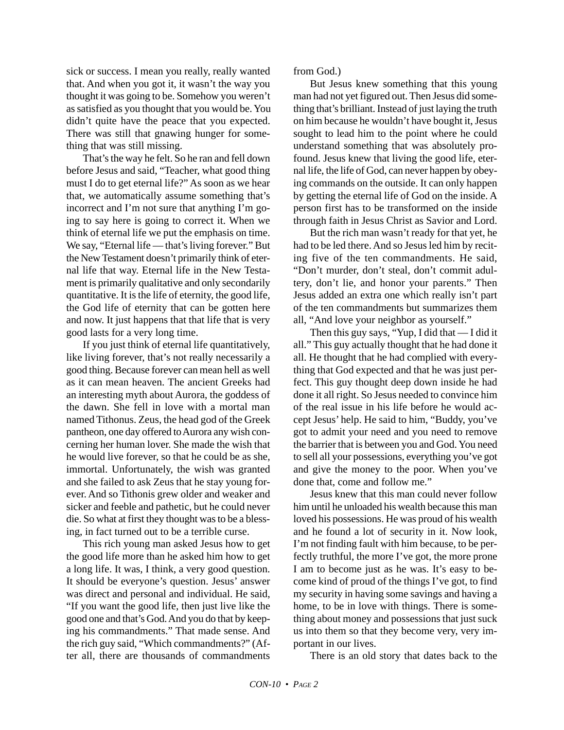sick or success. I mean you really, really wanted that. And when you got it, it wasn't the way you thought it was going to be. Somehow you weren't as satisfied as you thought that you would be. You didn't quite have the peace that you expected. There was still that gnawing hunger for something that was still missing.

That's the way he felt. So he ran and fell down before Jesus and said, "Teacher, what good thing must I do to get eternal life?" As soon as we hear that, we automatically assume something that's incorrect and I'm not sure that anything I'm going to say here is going to correct it. When we think of eternal life we put the emphasis on time. We say, "Eternal life — that's living forever." But the New Testament doesn't primarily think of eternal life that way. Eternal life in the New Testament is primarily qualitative and only secondarily quantitative. It is the life of eternity, the good life, the God life of eternity that can be gotten here and now. It just happens that that life that is very good lasts for a very long time.

If you just think of eternal life quantitatively, like living forever, that's not really necessarily a good thing. Because forever can mean hell as well as it can mean heaven. The ancient Greeks had an interesting myth about Aurora, the goddess of the dawn. She fell in love with a mortal man named Tithonus. Zeus, the head god of the Greek pantheon, one day offered to Aurora any wish concerning her human lover. She made the wish that he would live forever, so that he could be as she, immortal. Unfortunately, the wish was granted and she failed to ask Zeus that he stay young forever. And so Tithonis grew older and weaker and sicker and feeble and pathetic, but he could never die. So what at first they thought was to be a blessing, in fact turned out to be a terrible curse.

This rich young man asked Jesus how to get the good life more than he asked him how to get a long life. It was, I think, a very good question. It should be everyone's question. Jesus' answer was direct and personal and individual. He said, "If you want the good life, then just live like the good one and that's God. And you do that by keeping his commandments." That made sense. And the rich guy said, "Which commandments?" (After all, there are thousands of commandments from God.)

But Jesus knew something that this young man had not yet figured out. Then Jesus did something that's brilliant. Instead of just laying the truth on him because he wouldn't have bought it, Jesus sought to lead him to the point where he could understand something that was absolutely profound. Jesus knew that living the good life, eternal life, the life of God, can never happen by obeying commands on the outside. It can only happen by getting the eternal life of God on the inside. A person first has to be transformed on the inside through faith in Jesus Christ as Savior and Lord.

But the rich man wasn't ready for that yet, he had to be led there. And so Jesus led him by reciting five of the ten commandments. He said, "Don't murder, don't steal, don't commit adultery, don't lie, and honor your parents." Then Jesus added an extra one which really isn't part of the ten commandments but summarizes them all, "And love your neighbor as yourself."

Then this guy says, "Yup, I did that — I did it all." This guy actually thought that he had done it all. He thought that he had complied with everything that God expected and that he was just perfect. This guy thought deep down inside he had done it all right. So Jesus needed to convince him of the real issue in his life before he would accept Jesus' help. He said to him, "Buddy, you've got to admit your need and you need to remove the barrier that is between you and God. You need to sell all your possessions, everything you've got and give the money to the poor. When you've done that, come and follow me."

Jesus knew that this man could never follow him until he unloaded his wealth because this man loved his possessions. He was proud of his wealth and he found a lot of security in it. Now look, I'm not finding fault with him because, to be perfectly truthful, the more I've got, the more prone I am to become just as he was. It's easy to become kind of proud of the things I've got, to find my security in having some savings and having a home, to be in love with things. There is something about money and possessions that just suck us into them so that they become very, very important in our lives.

There is an old story that dates back to the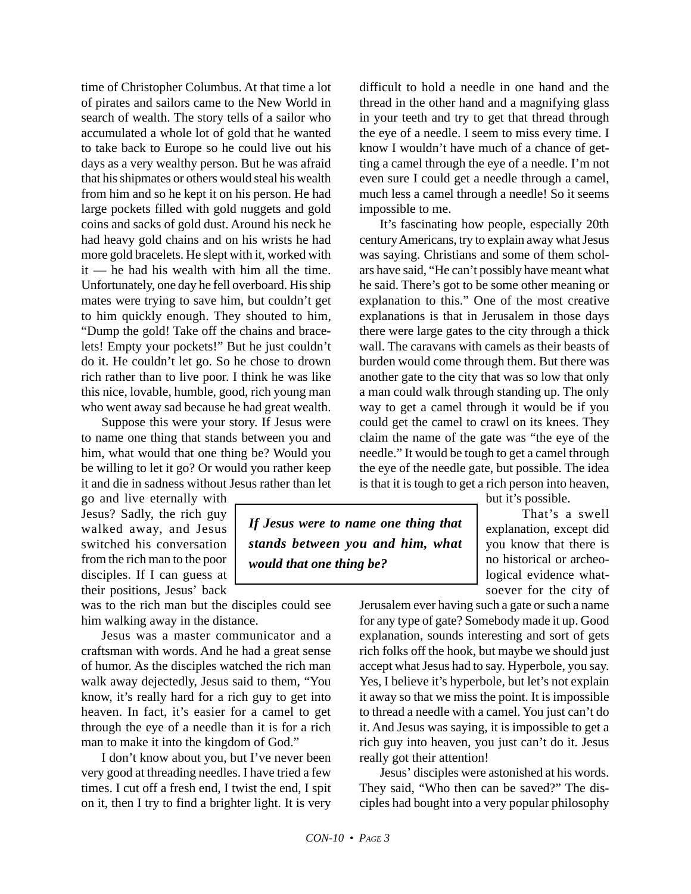time of Christopher Columbus. At that time a lot of pirates and sailors came to the New World in search of wealth. The story tells of a sailor who accumulated a whole lot of gold that he wanted to take back to Europe so he could live out his days as a very wealthy person. But he was afraid that his shipmates or others would steal his wealth from him and so he kept it on his person. He had large pockets filled with gold nuggets and gold coins and sacks of gold dust. Around his neck he had heavy gold chains and on his wrists he had more gold bracelets. He slept with it, worked with it — he had his wealth with him all the time. Unfortunately, one day he fell overboard. His ship mates were trying to save him, but couldn't get to him quickly enough. They shouted to him, "Dump the gold! Take off the chains and bracelets! Empty your pockets!" But he just couldn't do it. He couldn't let go. So he chose to drown rich rather than to live poor. I think he was like this nice, lovable, humble, good, rich young man who went away sad because he had great wealth.

Suppose this were your story. If Jesus were to name one thing that stands between you and him, what would that one thing be? Would you be willing to let it go? Or would you rather keep it and die in sadness without Jesus rather than let go and live eternally with Jesus? Sadly, the rich guy walked away, and Jesus switched his conversation from the rich man to the poor disciples. If I can guess at their positions, Jesus' back was to the rich man but the disciples could see him walking away in the distance.

> ***If Jesus were to name one thing that stands between you and him, what would that one thing be?***

Jesus was a master communicator and a craftsman with words. And he had a great sense of humor. As the disciples watched the rich man walk away dejectedly, Jesus said to them, "You know, it's really hard for a rich guy to get into heaven. In fact, it's easier for a camel to get through the eye of a needle than it is for a rich man to make it into the kingdom of God."

I don't know about you, but I've never been very good at threading needles. I have tried a few times. I cut off a fresh end, I twist the end, I spit on it, then I try to find a brighter light. It is very difficult to hold a needle in one hand and the thread in the other hand and a magnifying glass in your teeth and try to get that thread through the eye of a needle. I seem to miss every time. I know I wouldn't have much of a chance of getting a camel through the eye of a needle. I'm not even sure I could get a needle through a camel, much less a camel through a needle! So it seems impossible to me.

It's fascinating how people, especially 20th century Americans, try to explain away what Jesus was saying. Christians and some of them scholars have said, "He can't possibly have meant what he said. There's got to be some other meaning or explanation to this." One of the most creative explanations is that in Jerusalem in those days there were large gates to the city through a thick wall. The caravans with camels as their beasts of burden would come through them. But there was another gate to the city that was so low that only a man could walk through standing up. The only way to get a camel through it would be if you could get the camel to crawl on its knees. They claim the name of the gate was "the eye of the needle." It would be tough to get a camel through the eye of the needle gate, but possible. The idea is that it is tough to get a rich person into heaven, but it's possible.

That's a swell explanation, except did you know that there is no historical or archeological evidence whatsoever for the city of Jerusalem ever having such a gate or such a name for any type of gate? Somebody made it up. Good explanation, sounds interesting and sort of gets rich folks off the hook, but maybe we should just accept what Jesus had to say. Hyperbole, you say. Yes, I believe it's hyperbole, but let's not explain it away so that we miss the point. It is impossible to thread a needle with a camel. You just can't do it. And Jesus was saying, it is impossible to get a rich guy into heaven, you just can't do it. Jesus really got their attention!

Jesus' disciples were astonished at his words. They said, "Who then can be saved?" The disciples had bought into a very popular philosophy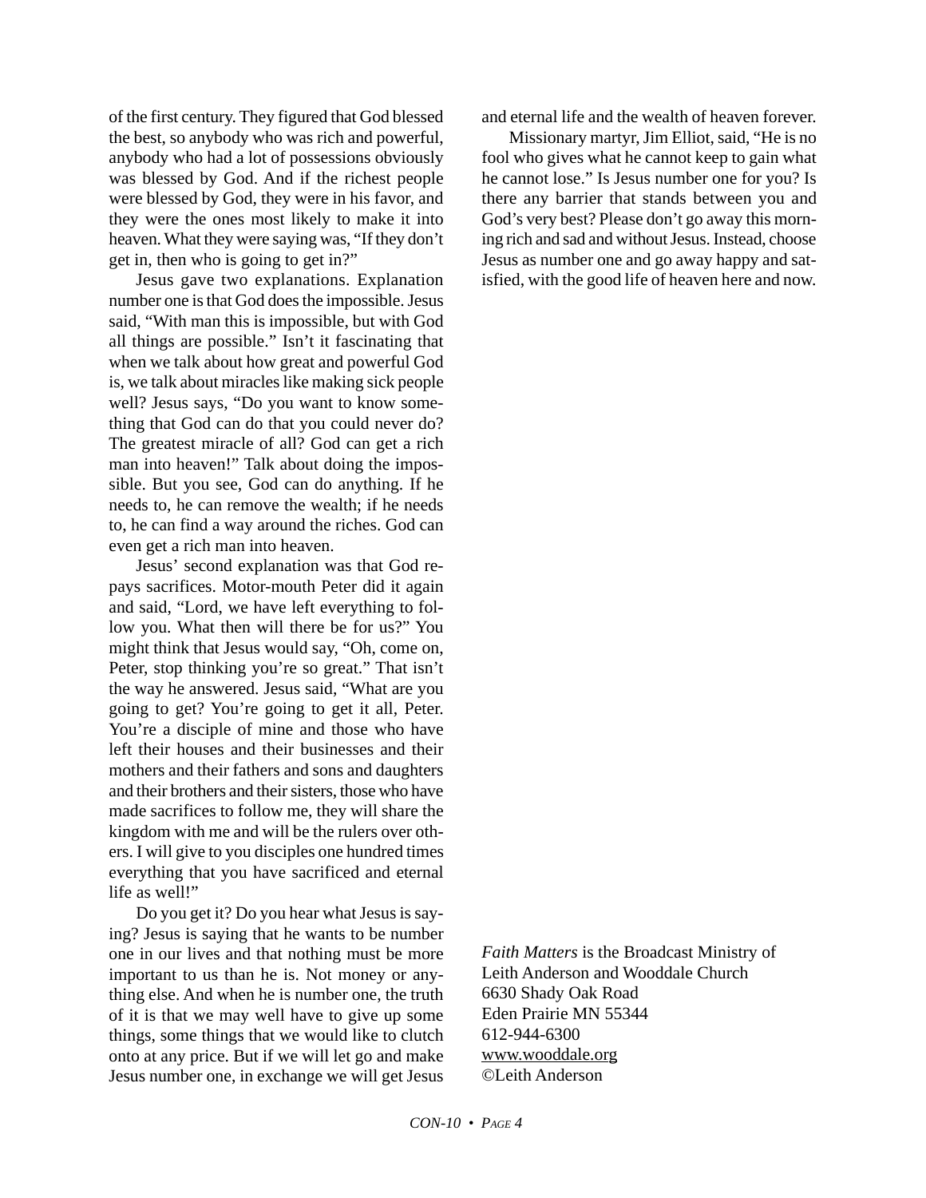of the first century. They figured that God blessed the best, so anybody who was rich and powerful, anybody who had a lot of possessions obviously was blessed by God. And if the richest people were blessed by God, they were in his favor, and they were the ones most likely to make it into heaven. What they were saying was, "If they don't get in, then who is going to get in?"

Jesus gave two explanations. Explanation number one is that God does the impossible. Jesus said, "With man this is impossible, but with God all things are possible." Isn't it fascinating that when we talk about how great and powerful God is, we talk about miracles like making sick people well? Jesus says, "Do you want to know something that God can do that you could never do? The greatest miracle of all? God can get a rich man into heaven!" Talk about doing the impossible. But you see, God can do anything. If he needs to, he can remove the wealth; if he needs to, he can find a way around the riches. God can even get a rich man into heaven.

Jesus' second explanation was that God repays sacrifices. Motor-mouth Peter did it again and said, "Lord, we have left everything to follow you. What then will there be for us?" You might think that Jesus would say, "Oh, come on, Peter, stop thinking you're so great." That isn't the way he answered. Jesus said, "What are you going to get? You're going to get it all, Peter. You're a disciple of mine and those who have left their houses and their businesses and their mothers and their fathers and sons and daughters and their brothers and their sisters, those who have made sacrifices to follow me, they will share the kingdom with me and will be the rulers over others. I will give to you disciples one hundred times everything that you have sacrificed and eternal life as well!"

Do you get it? Do you hear what Jesus is saying? Jesus is saying that he wants to be number one in our lives and that nothing must be more important to us than he is. Not money or anything else. And when he is number one, the truth of it is that we may well have to give up some things, some things that we would like to clutch onto at any price. But if we will let go and make Jesus number one, in exchange we will get Jesus and eternal life and the wealth of heaven forever.

Missionary martyr, Jim Elliot, said, "He is no fool who gives what he cannot keep to gain what he cannot lose." Is Jesus number one for you? Is there any barrier that stands between you and God's very best? Please don't go away this morning rich and sad and without Jesus. Instead, choose Jesus as number one and go away happy and satisfied, with the good life of heaven here and now.

*Faith Matters* is the Broadcast Ministry of
Leith Anderson and Wooddale Church
6630 Shady Oak Road
Eden Prairie MN 55344
612-944-6300
www.wooddale.org
©Leith Anderson